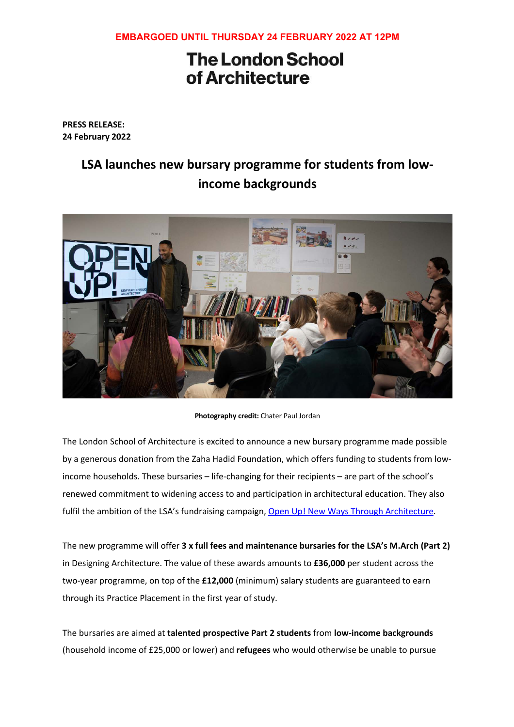EMBARGOED UNTIL THURSDAY 24 FEBRUARY 2022 AT 12PM

The London School of Architecture

**PRESS RELEASE:**
**24 February 2022**

# LSA launches new bursary programme for students from low-income backgrounds

**Photography credit:** Chater Paul Jordan

The London School of Architecture is excited to announce a new bursary programme made possible by a generous donation from the Zaha Hadid Foundation, which offers funding to students from low-income households. These bursaries – life-changing for their recipients – are part of the school's renewed commitment to widening access to and participation in architectural education. They also fulfil the ambition of the LSA's fundraising campaign, Open Up! New Ways Through Architecture.

The new programme will offer **3 x full fees and maintenance bursaries for the LSA's M.Arch (Part 2)** in Designing Architecture. The value of these awards amounts to **£36,000** per student across the two-year programme, on top of the **£12,000** (minimum) salary students are guaranteed to earn through its Practice Placement in the first year of study.

The bursaries are aimed at **talented prospective Part 2 students** from **low-income backgrounds** (household income of £25,000 or lower) and **refugees** who would otherwise be unable to pursue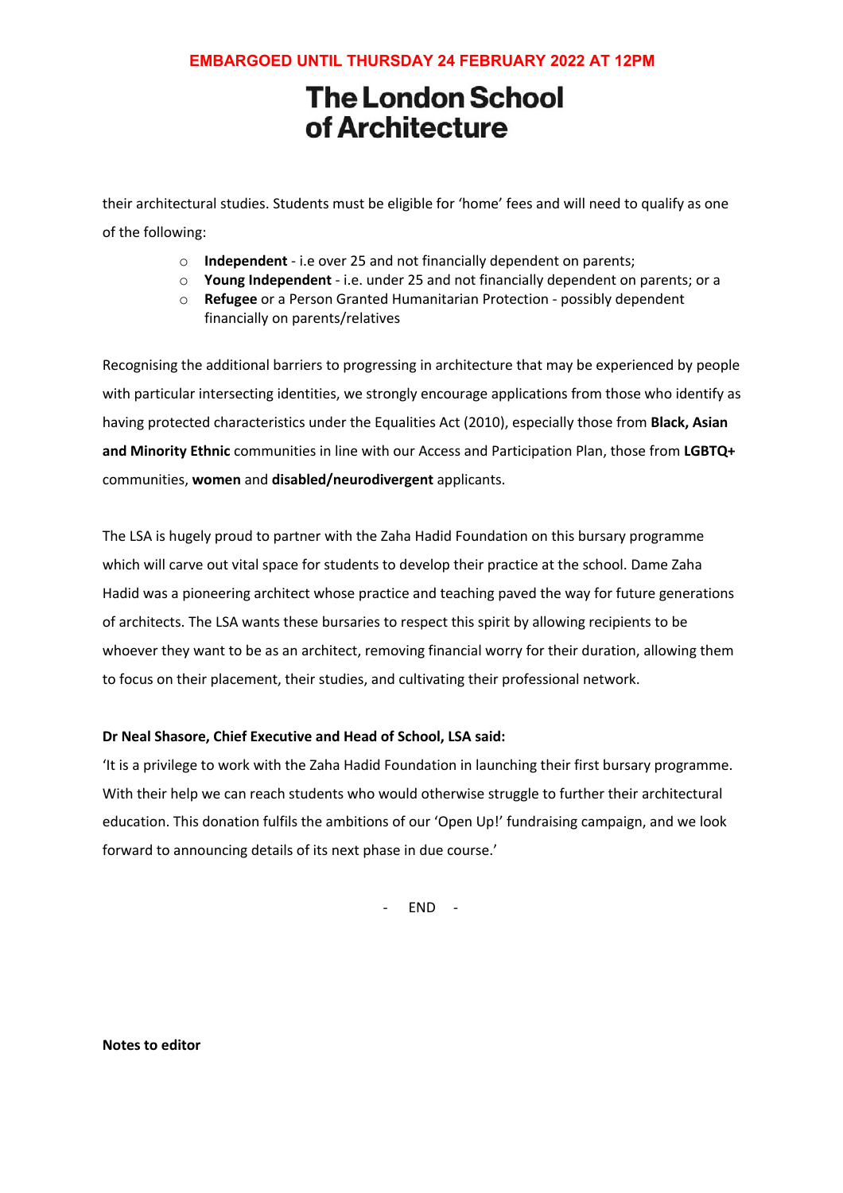their architectural studies. Students must be eligible for 'home' fees and will need to qualify as one of the following:

- **Independent** - i.e over 25 and not financially dependent on parents;
- **Young Independent** - i.e. under 25 and not financially dependent on parents; or a
- **Refugee** or a Person Granted Humanitarian Protection - possibly dependent financially on parents/relatives

Recognising the additional barriers to progressing in architecture that may be experienced by people with particular intersecting identities, we strongly encourage applications from those who identify as having protected characteristics under the Equalities Act (2010), especially those from **Black, Asian and Minority Ethnic** communities in line with our Access and Participation Plan, those from **LGBTQ+** communities, **women** and **disabled/neurodivergent** applicants.

The LSA is hugely proud to partner with the Zaha Hadid Foundation on this bursary programme which will carve out vital space for students to develop their practice at the school. Dame Zaha Hadid was a pioneering architect whose practice and teaching paved the way for future generations of architects. The LSA wants these bursaries to respect this spirit by allowing recipients to be whoever they want to be as an architect, removing financial worry for their duration, allowing them to focus on their placement, their studies, and cultivating their professional network.

**Dr Neal Shasore, Chief Executive and Head of School, LSA said:**

'It is a privilege to work with the Zaha Hadid Foundation in launching their first bursary programme. With their help we can reach students who would otherwise struggle to further their architectural education. This donation fulfils the ambitions of our 'Open Up!' fundraising campaign, and we look forward to announcing details of its next phase in due course.'

\- END -

**Notes to editor**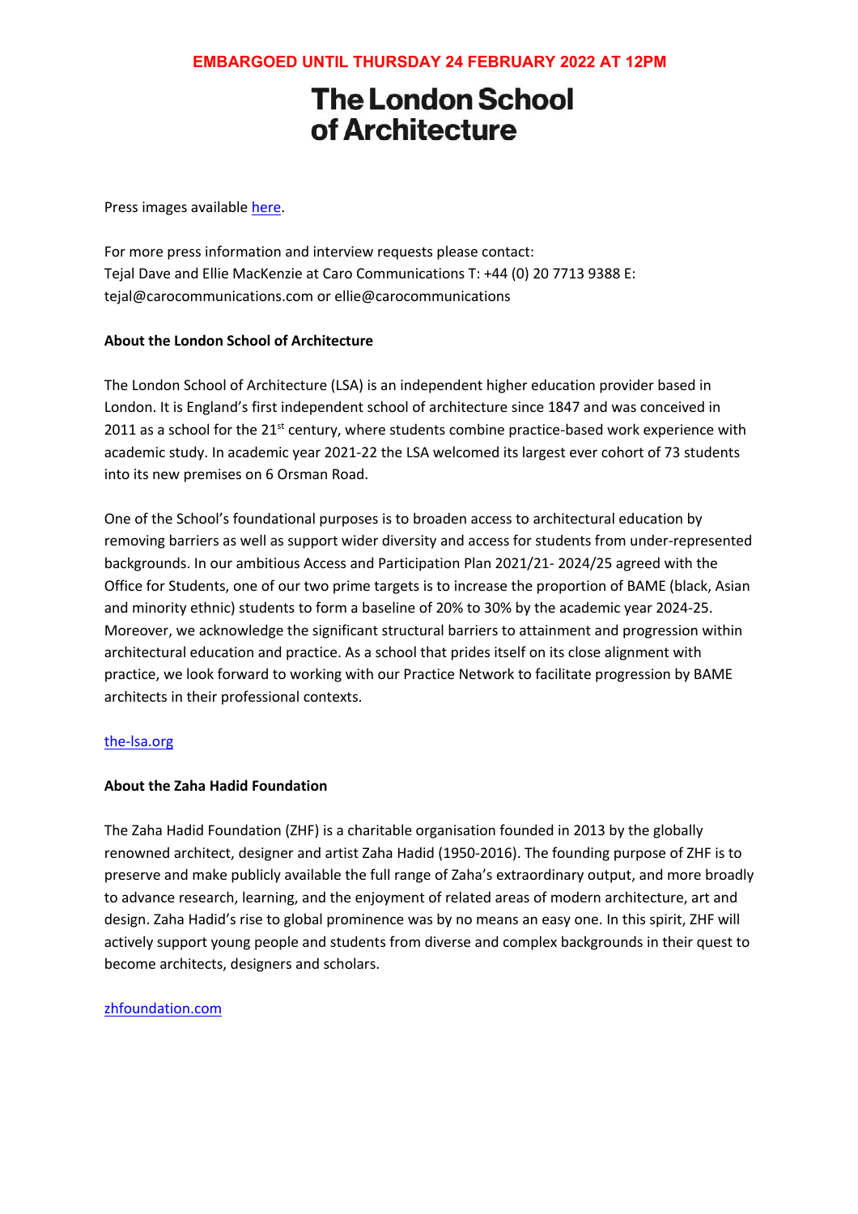**EMBARGOED UNTIL THURSDAY 24 FEBRUARY 2022 AT 12PM**

# The London School of Architecture

Press images available here.

For more press information and interview requests please contact:
Tejal Dave and Ellie MacKenzie at Caro Communications T: +44 (0) 20 7713 9388 E: tejal@carocommunications.com or ellie@carocommunications

**About the London School of Architecture**

The London School of Architecture (LSA) is an independent higher education provider based in London. It is England's first independent school of architecture since 1847 and was conceived in 2011 as a school for the 21st century, where students combine practice-based work experience with academic study. In academic year 2021-22 the LSA welcomed its largest ever cohort of 73 students into its new premises on 6 Orsman Road.

One of the School's foundational purposes is to broaden access to architectural education by removing barriers as well as support wider diversity and access for students from under-represented backgrounds. In our ambitious Access and Participation Plan 2021/21- 2024/25 agreed with the Office for Students, one of our two prime targets is to increase the proportion of BAME (black, Asian and minority ethnic) students to form a baseline of 20% to 30% by the academic year 2024-25. Moreover, we acknowledge the significant structural barriers to attainment and progression within architectural education and practice. As a school that prides itself on its close alignment with practice, we look forward to working with our Practice Network to facilitate progression by BAME architects in their professional contexts.

the-lsa.org

**About the Zaha Hadid Foundation**

The Zaha Hadid Foundation (ZHF) is a charitable organisation founded in 2013 by the globally renowned architect, designer and artist Zaha Hadid (1950-2016). The founding purpose of ZHF is to preserve and make publicly available the full range of Zaha's extraordinary output, and more broadly to advance research, learning, and the enjoyment of related areas of modern architecture, art and design. Zaha Hadid's rise to global prominence was by no means an easy one. In this spirit, ZHF will actively support young people and students from diverse and complex backgrounds in their quest to become architects, designers and scholars.

zhfoundation.com